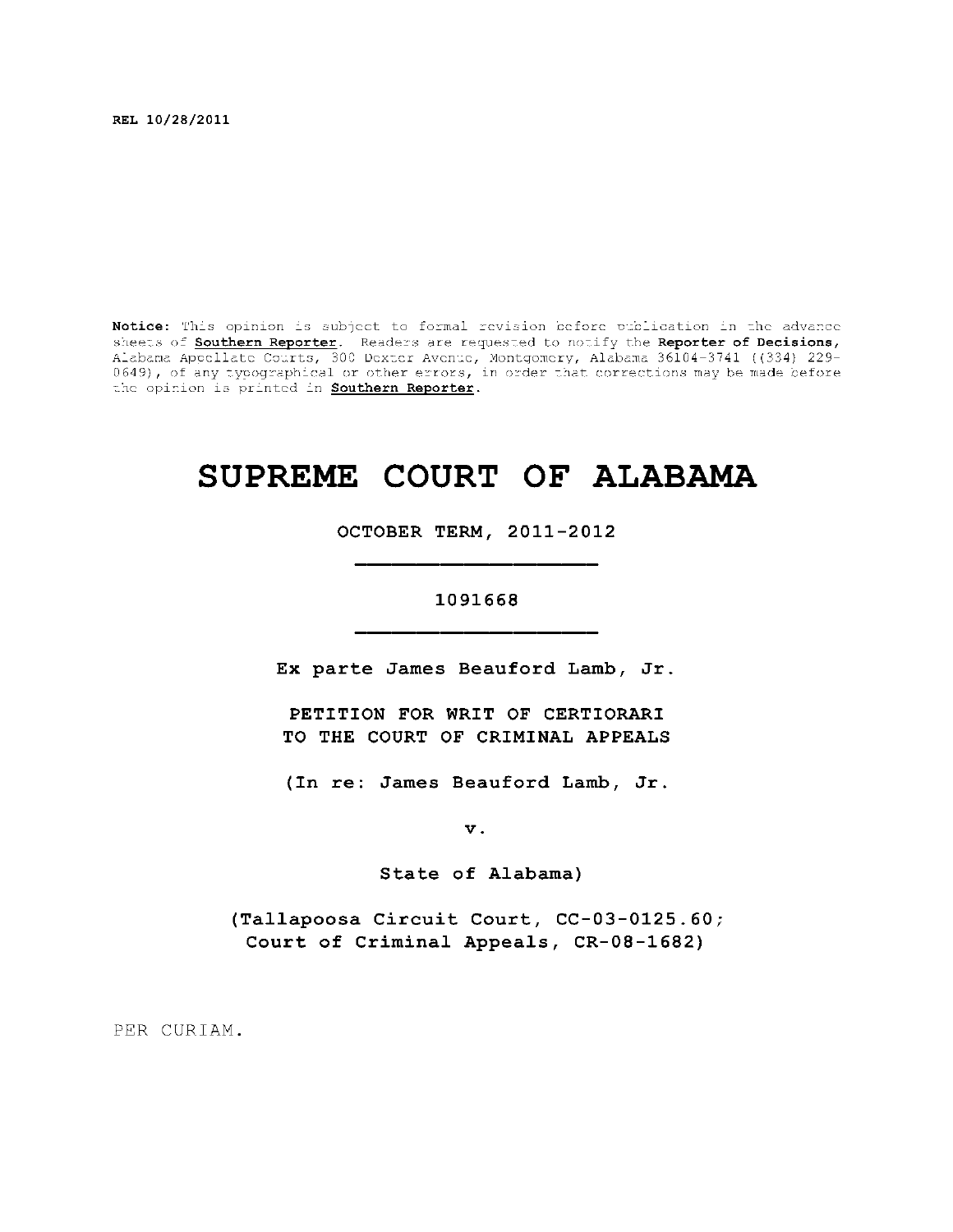REL 10/28/2011

**Notice:** This opinion is subject to formal revision before publication in the advance sheets of **Southern Reporter**. Readers are requested to notify the **Reporter of Decisions**, Alabama Appellate Courts, 300 Dexter Avenue, Montgomery, Alabama 36104-3741 ((334) 229-0649), of any typographical or other errors, in order that corrections may be made before the opinion is printed in **Southern Reporter**.

# SUPREME COURT OF ALABAMA

OCTOBER TERM, 2011-2012

---

1091668

---

Ex parte James Beauford Lamb, Jr.

PETITION FOR WRIT OF CERTIORARI
TO THE COURT OF CRIMINAL APPEALS

(In re: James Beauford Lamb, Jr.

v.

State of Alabama)

(Tallapoosa Circuit Court, CC-03-0125.60;
Court of Criminal Appeals, CR-08-1682)

PER CURIAM.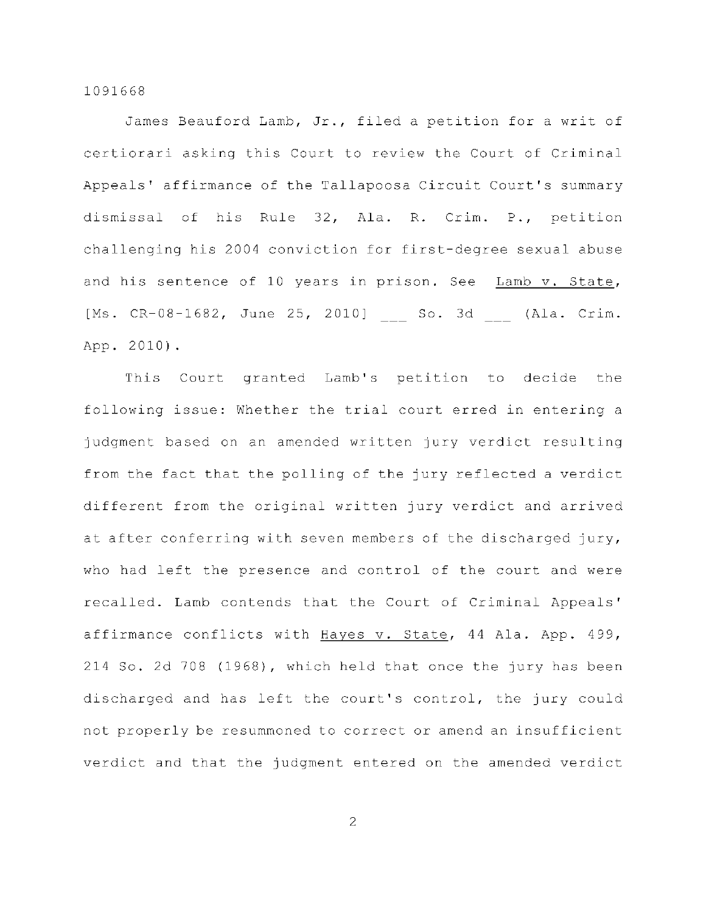James Beauford Lamb, Jr., filed a petition for a writ of certiorari asking this Court to review the Court of Criminal Appeals' affirmance of the Tallapoosa Circuit Court's summary dismissal of his Rule 32, Ala. R. Crim. P., petition challenging his 2004 conviction for first-degree sexual abuse and his sentence of 10 years in prison. See Lamb v. State, [Ms. CR-08-1682, June 25, 2010] ___ So. 3d ___ (Ala. Crim. App. 2010).

This Court granted Lamb's petition to decide the following issue: Whether the trial court erred in entering a judgment based on an amended written jury verdict resulting from the fact that the polling of the jury reflected a verdict different from the original written jury verdict and arrived at after conferring with seven members of the discharged jury, who had left the presence and control of the court and were recalled. Lamb contends that the Court of Criminal Appeals' affirmance conflicts with Hayes v. State, 44 Ala. App. 499, 214 So. 2d 708 (1968), which held that once the jury has been discharged and has left the court's control, the jury could not properly be resummoned to correct or amend an insufficient verdict and that the judgment entered on the amended verdict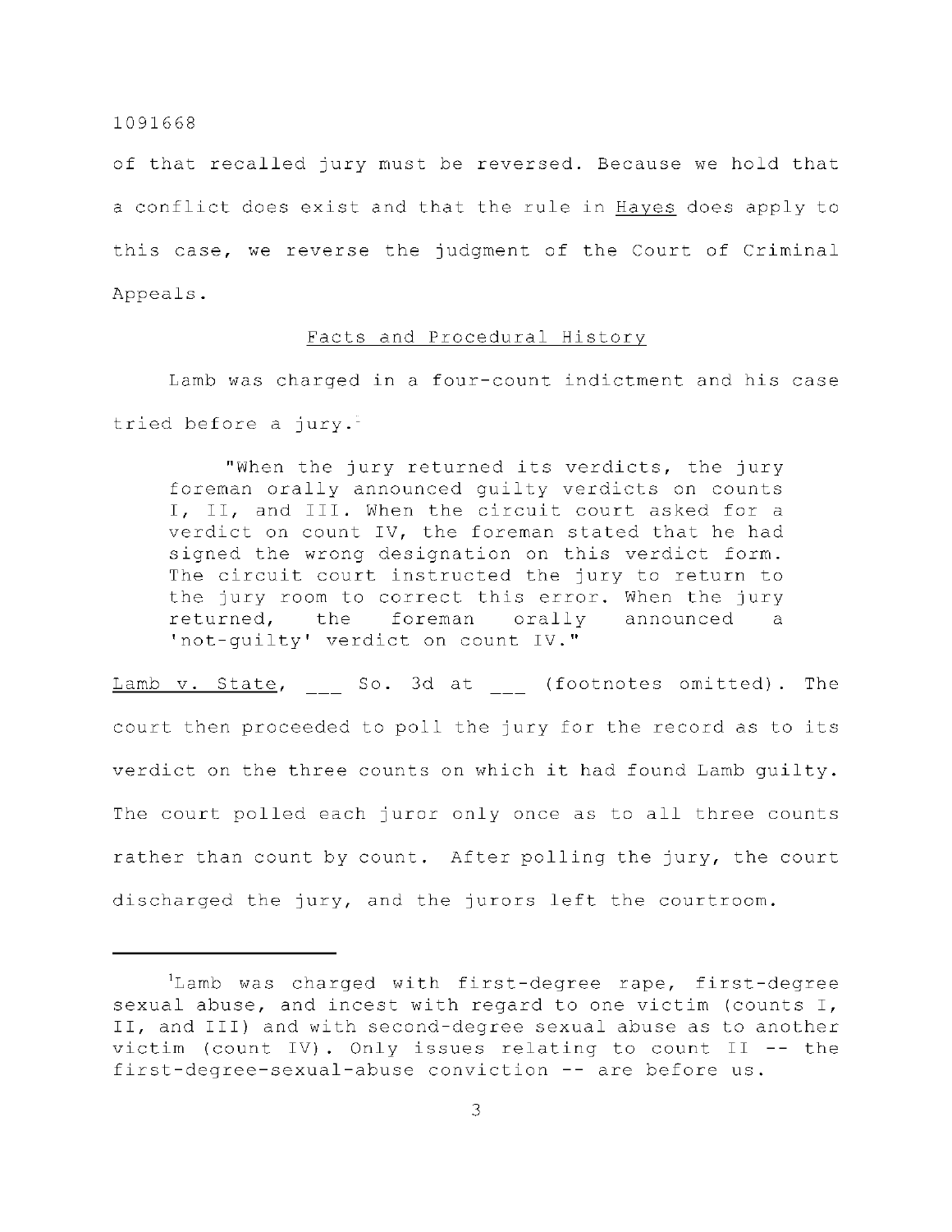of that recalled jury must be reversed. Because we hold that a conflict does exist and that the rule in Hayes does apply to this case, we reverse the judgment of the Court of Criminal Appeals.

## Facts and Procedural History

Lamb was charged in a four-count indictment and his case tried before a jury.[1]

> "When the jury returned its verdicts, the jury foreman orally announced guilty verdicts on counts I, II, and III. When the circuit court asked for a verdict on count IV, the foreman stated that he had signed the wrong designation on this verdict form. The circuit court instructed the jury to return to the jury room to correct this error. When the jury returned, the foreman orally announced a 'not-guilty' verdict on count IV."

Lamb v. State, ___ So. 3d at ___ (footnotes omitted). The court then proceeded to poll the jury for the record as to its verdict on the three counts on which it had found Lamb guilty. The court polled each juror only once as to all three counts rather than count by count. After polling the jury, the court discharged the jury, and the jurors left the courtroom.

---

[1] Lamb was charged with first-degree rape, first-degree sexual abuse, and incest with regard to one victim (counts I, II, and III) and with second-degree sexual abuse as to another victim (count IV). Only issues relating to count II -- the first-degree-sexual-abuse conviction -- are before us.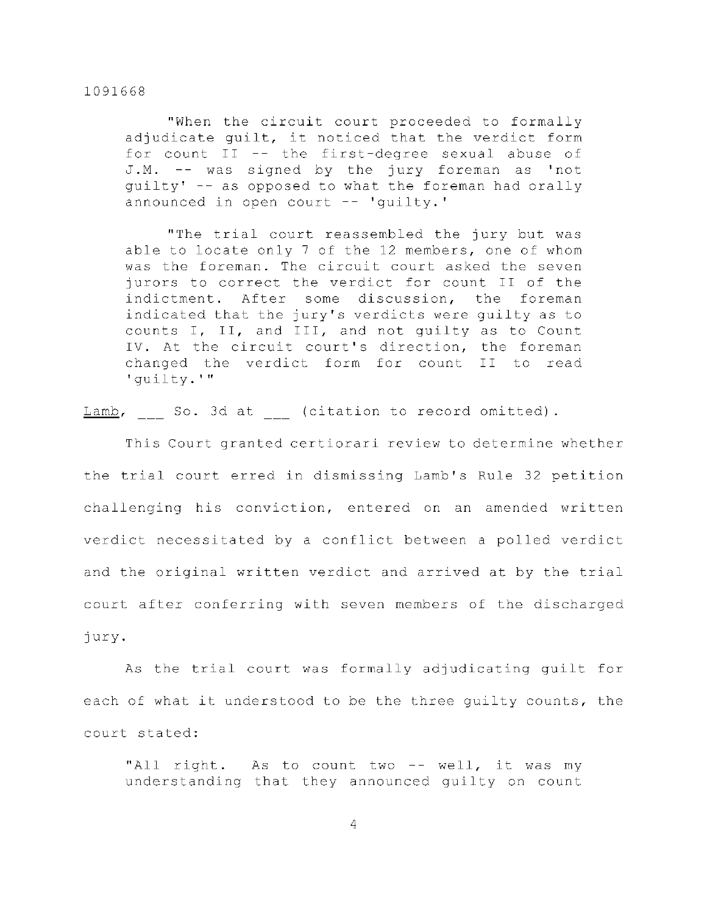> "When the circuit court proceeded to formally adjudicate guilt, it noticed that the verdict form for count II -- the first-degree sexual abuse of J.M. -- was signed by the jury foreman as 'not guilty' -- as opposed to what the foreman had orally announced in open court -- 'guilty.'
>
> "The trial court reassembled the jury but was able to locate only 7 of the 12 members, one of whom was the foreman. The circuit court asked the seven jurors to correct the verdict for count II of the indictment. After some discussion, the foreman indicated that the jury's verdicts were guilty as to counts I, II, and III, and not guilty as to Count IV. At the circuit court's direction, the foreman changed the verdict form for count II to read 'guilty.'"

Lamb, ___ So. 3d at ___ (citation to record omitted).

This Court granted certiorari review to determine whether the trial court erred in dismissing Lamb's Rule 32 petition challenging his conviction, entered on an amended written verdict necessitated by a conflict between a polled verdict and the original written verdict and arrived at by the trial court after conferring with seven members of the discharged jury.

As the trial court was formally adjudicating guilt for each of what it understood to be the three guilty counts, the court stated:

> "All right. As to count two -- well, it was my understanding that they announced guilty on count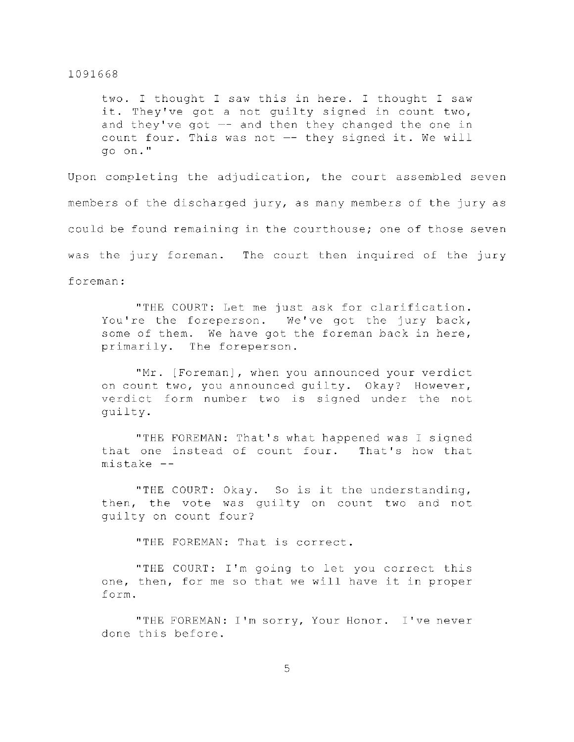> two. I thought I saw this in here. I thought I saw it. They've got a not guilty signed in count two, and they've got -- and then they changed the one in count four. This was not -- they signed it. We will go on."

Upon completing the adjudication, the court assembled seven members of the discharged jury, as many members of the jury as could be found remaining in the courthouse; one of those seven was the jury foreman. The court then inquired of the jury foreman:

> "THE COURT: Let me just ask for clarification. You're the foreperson. We've got the jury back, some of them. We have got the foreman back in here, primarily. The foreperson.
>
> "Mr. [Foreman], when you announced your verdict on count two, you announced guilty. Okay? However, verdict form number two is signed under the not guilty.
>
> "THE FOREMAN: That's what happened was I signed that one instead of count four. That's how that mistake --
>
> "THE COURT: Okay. So is it the understanding, then, the vote was guilty on count two and not guilty on count four?
>
> "THE FOREMAN: That is correct.
>
> "THE COURT: I'm going to let you correct this one, then, for me so that we will have it in proper form.
>
> "THE FOREMAN: I'm sorry, Your Honor. I've never done this before.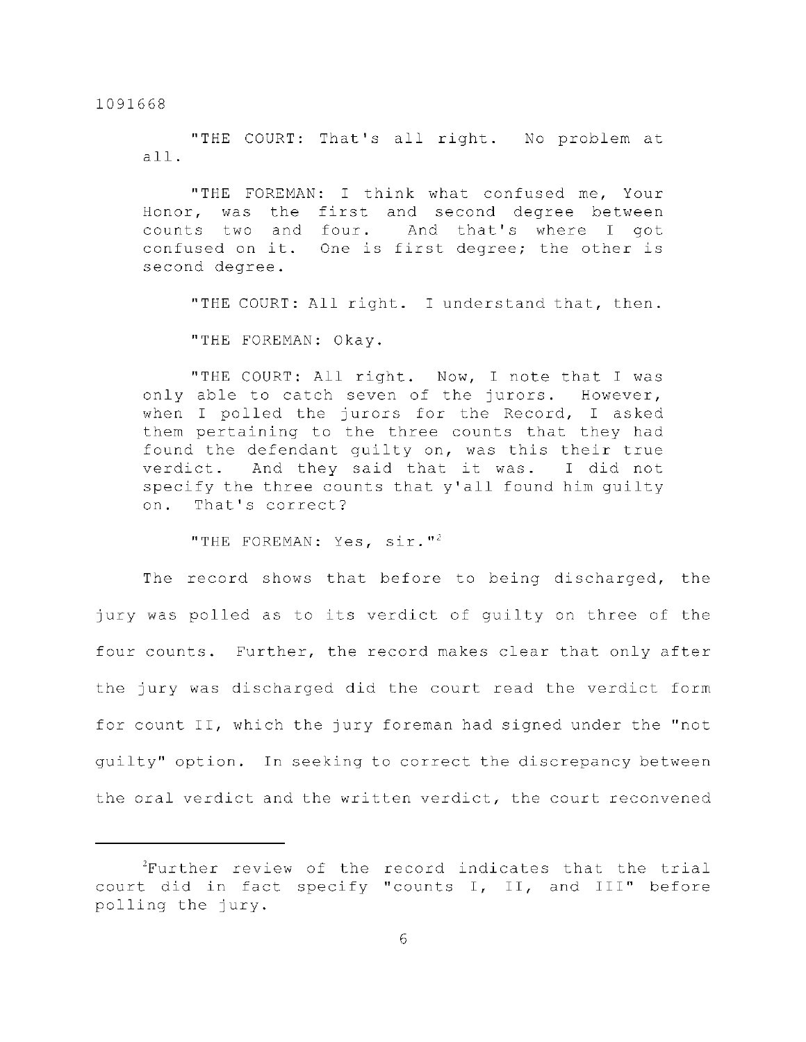"THE COURT: That's all right. No problem at all.

"THE FOREMAN: I think what confused me, Your Honor, was the first and second degree between counts two and four. And that's where I got confused on it. One is first degree; the other is second degree.

"THE COURT: All right. I understand that, then.

"THE FOREMAN: Okay.

"THE COURT: All right. Now, I note that I was only able to catch seven of the jurors. However, when I polled the jurors for the Record, I asked them pertaining to the three counts that they had found the defendant guilty on, was this their true verdict. And they said that it was. I did not specify the three counts that y'all found him guilty on. That's correct?

"THE FOREMAN: Yes, sir."[2]

The record shows that before to being discharged, the jury was polled as to its verdict of guilty on three of the four counts. Further, the record makes clear that only after the jury was discharged did the court read the verdict form for count II, which the jury foreman had signed under the "not guilty" option. In seeking to correct the discrepancy between the oral verdict and the written verdict, the court reconvened

---

[2]Further review of the record indicates that the trial court did in fact specify "counts I, II, and III" before polling the jury.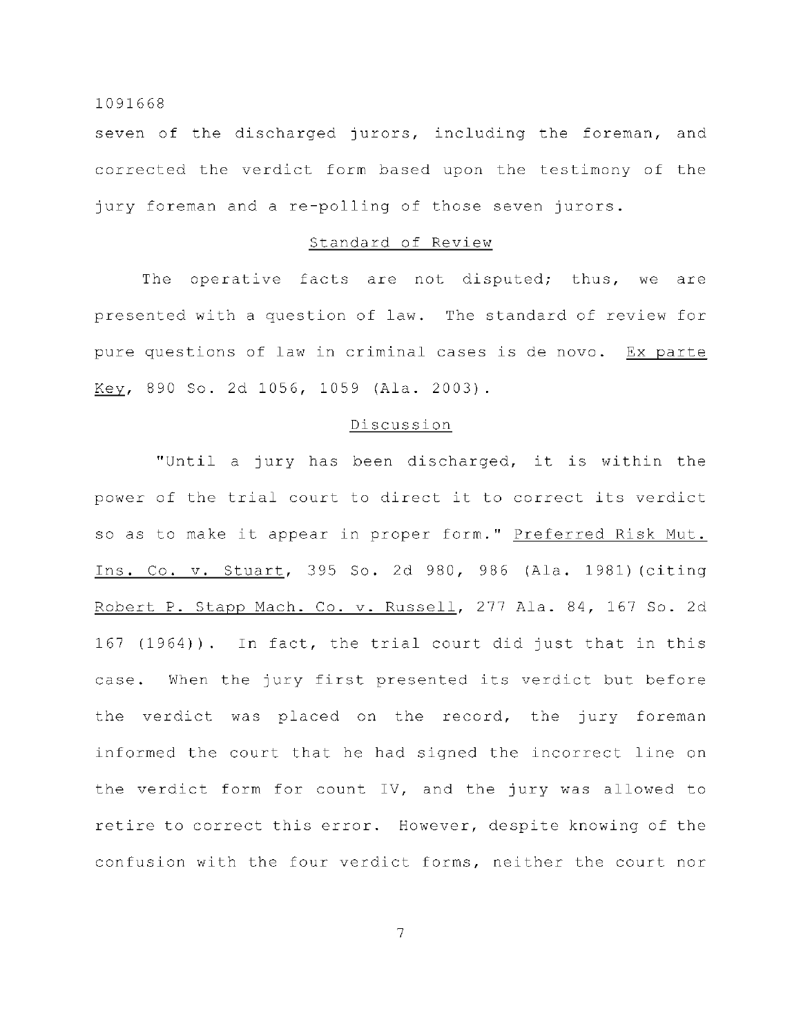seven of the discharged jurors, including the foreman, and corrected the verdict form based upon the testimony of the jury foreman and a re-polling of those seven jurors.

## Standard of Review

The operative facts are not disputed; thus, we are presented with a question of law. The standard of review for pure questions of law in criminal cases is de novo. Ex parte Key, 890 So. 2d 1056, 1059 (Ala. 2003).

## Discussion

"Until a jury has been discharged, it is within the power of the trial court to direct it to correct its verdict so as to make it appear in proper form." Preferred Risk Mut. Ins. Co. v. Stuart, 395 So. 2d 980, 986 (Ala. 1981)(citing Robert P. Stapp Mach. Co. v. Russell, 277 Ala. 84, 167 So. 2d 167 (1964)). In fact, the trial court did just that in this case. When the jury first presented its verdict but before the verdict was placed on the record, the jury foreman informed the court that he had signed the incorrect line on the verdict form for count IV, and the jury was allowed to retire to correct this error. However, despite knowing of the confusion with the four verdict forms, neither the court nor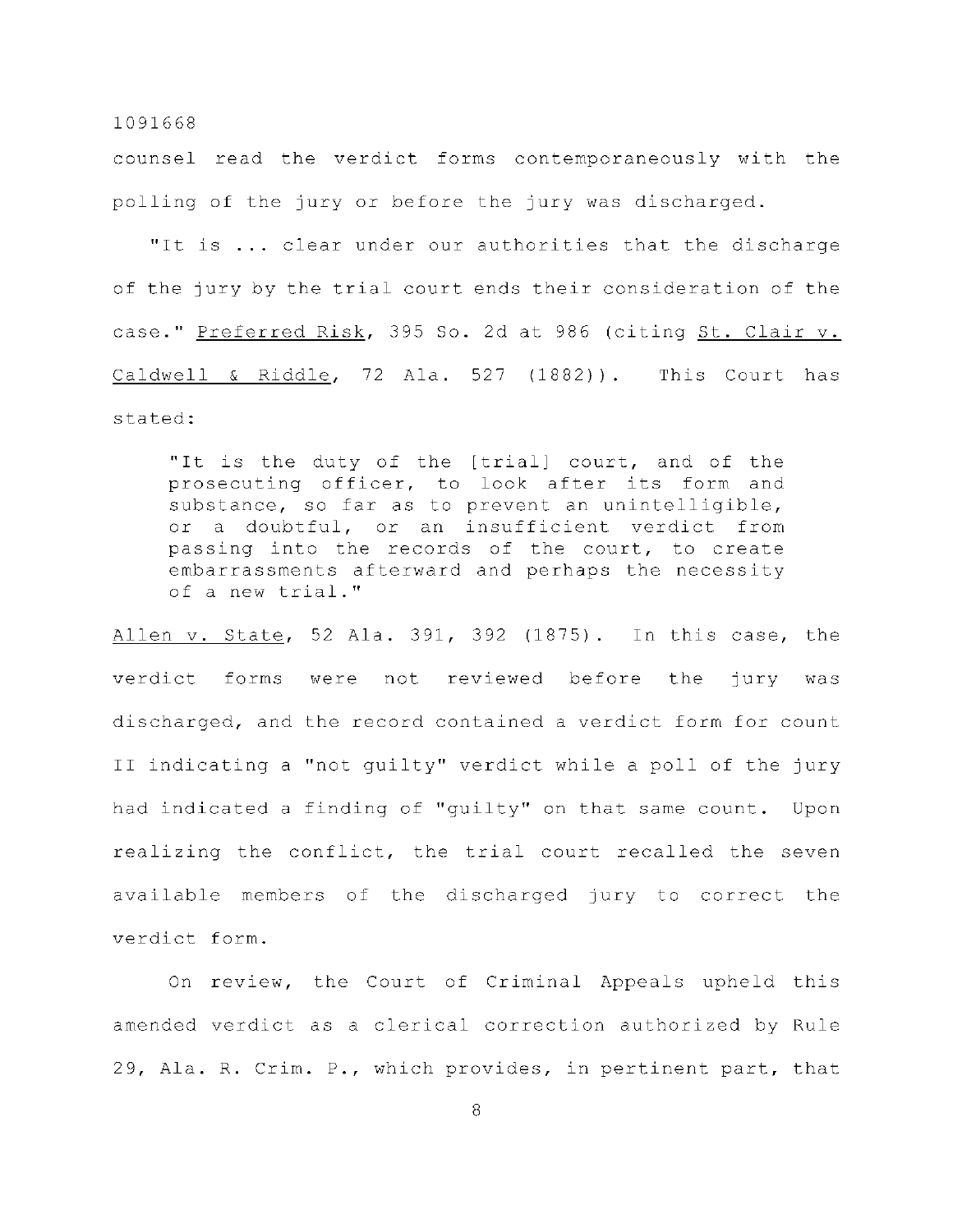counsel read the verdict forms contemporaneously with the polling of the jury or before the jury was discharged.

"It is ... clear under our authorities that the discharge of the jury by the trial court ends their consideration of the case." Preferred Risk, 395 So. 2d at 986 (citing St. Clair v. Caldwell & Riddle, 72 Ala. 527 (1882)). This Court has stated:

> "It is the duty of the [trial] court, and of the prosecuting officer, to look after its form and substance, so far as to prevent an unintelligible, or a doubtful, or an insufficient verdict from passing into the records of the court, to create embarrassments afterward and perhaps the necessity of a new trial."

Allen v. State, 52 Ala. 391, 392 (1875). In this case, the verdict forms were not reviewed before the jury was discharged, and the record contained a verdict form for count II indicating a "not guilty" verdict while a poll of the jury had indicated a finding of "guilty" on that same count. Upon realizing the conflict, the trial court recalled the seven available members of the discharged jury to correct the verdict form.

On review, the Court of Criminal Appeals upheld this amended verdict as a clerical correction authorized by Rule 29, Ala. R. Crim. P., which provides, in pertinent part, that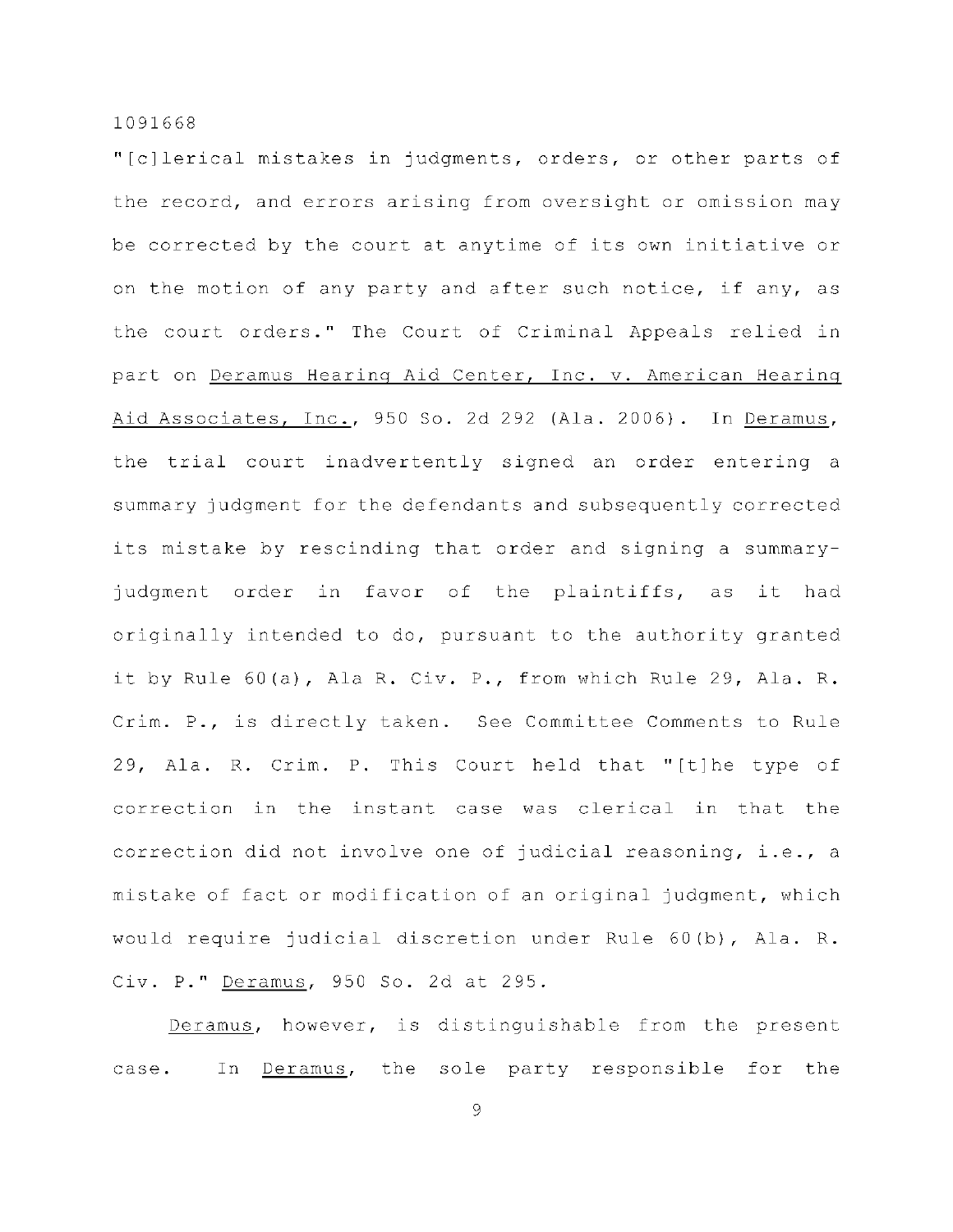"[c]lerical mistakes in judgments, orders, or other parts of the record, and errors arising from oversight or omission may be corrected by the court at anytime of its own initiative or on the motion of any party and after such notice, if any, as the court orders." The Court of Criminal Appeals relied in part on Deramus Hearing Aid Center, Inc. v. American Hearing Aid Associates, Inc., 950 So. 2d 292 (Ala. 2006). In Deramus, the trial court inadvertently signed an order entering a summary judgment for the defendants and subsequently corrected its mistake by rescinding that order and signing a summary-judgment order in favor of the plaintiffs, as it had originally intended to do, pursuant to the authority granted it by Rule 60(a), Ala R. Civ. P., from which Rule 29, Ala. R. Crim. P., is directly taken. See Committee Comments to Rule 29, Ala. R. Crim. P. This Court held that "[t]he type of correction in the instant case was clerical in that the correction did not involve one of judicial reasoning, i.e., a mistake of fact or modification of an original judgment, which would require judicial discretion under Rule 60(b), Ala. R. Civ. P." Deramus, 950 So. 2d at 295.

Deramus, however, is distinguishable from the present case. In Deramus, the sole party responsible for the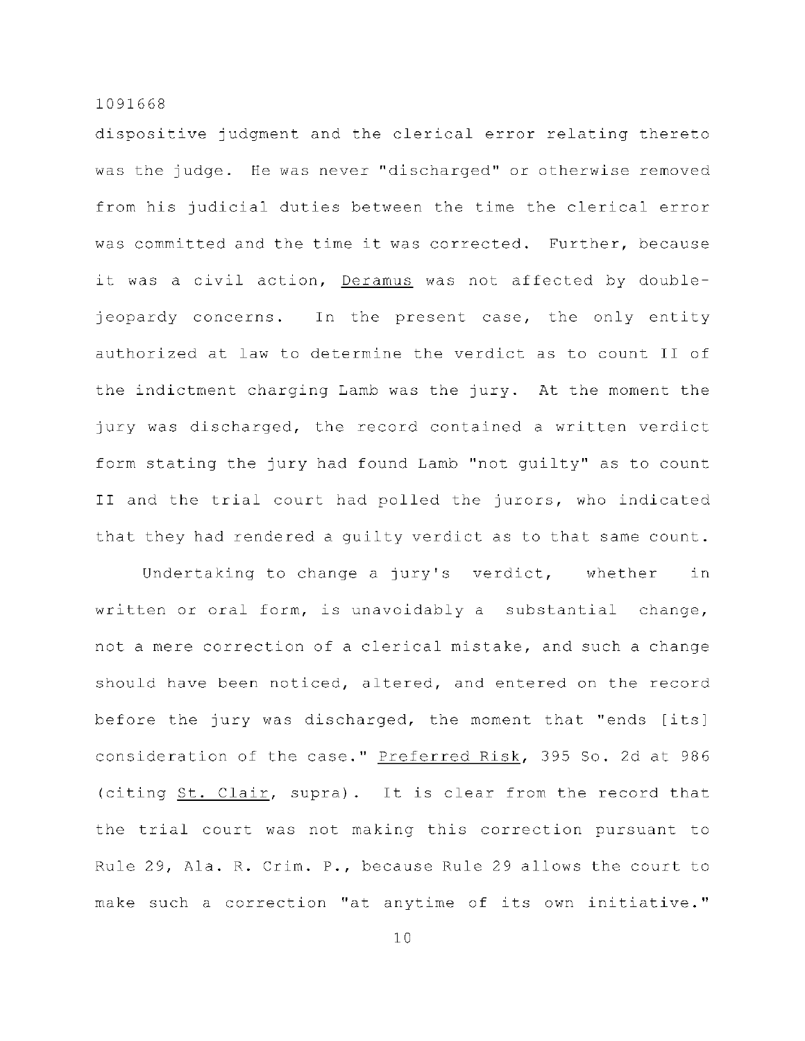dispositive judgment and the clerical error relating thereto was the judge. He was never "discharged" or otherwise removed from his judicial duties between the time the clerical error was committed and the time it was corrected. Further, because it was a civil action, Deramus was not affected by double-jeopardy concerns. In the present case, the only entity authorized at law to determine the verdict as to count II of the indictment charging Lamb was the jury. At the moment the jury was discharged, the record contained a written verdict form stating the jury had found Lamb "not guilty" as to count II and the trial court had polled the jurors, who indicated that they had rendered a guilty verdict as to that same count.

Undertaking to change a jury's verdict, whether in written or oral form, is unavoidably a substantial change, not a mere correction of a clerical mistake, and such a change should have been noticed, altered, and entered on the record before the jury was discharged, the moment that "ends [its] consideration of the case." Preferred Risk, 395 So. 2d at 986 (citing St. Clair, supra). It is clear from the record that the trial court was not making this correction pursuant to Rule 29, Ala. R. Crim. P., because Rule 29 allows the court to make such a correction "at anytime of its own initiative."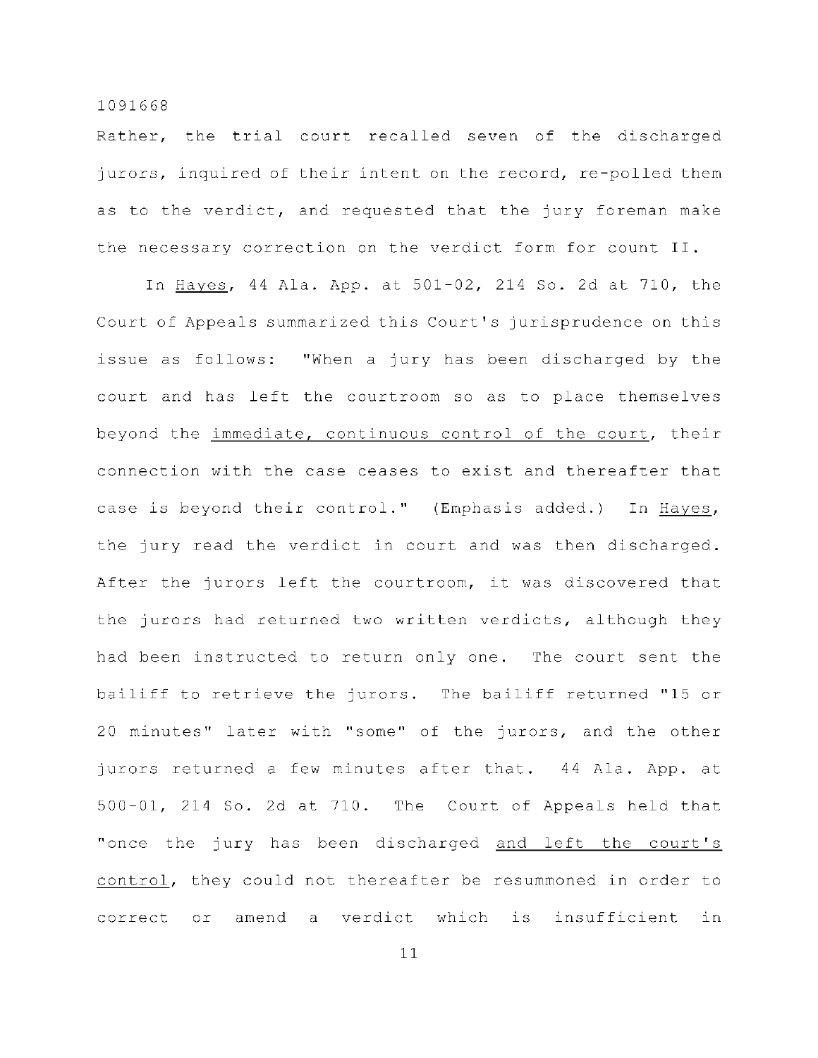Rather, the trial court recalled seven of the discharged jurors, inquired of their intent on the record, re-polled them as to the verdict, and requested that the jury foreman make the necessary correction on the verdict form for count II.

In Hayes, 44 Ala. App. at 501-02, 214 So. 2d at 710, the Court of Appeals summarized this Court's jurisprudence on this issue as follows: "When a jury has been discharged by the court and has left the courtroom so as to place themselves beyond the immediate, continuous control of the court, their connection with the case ceases to exist and thereafter that case is beyond their control." (Emphasis added.) In Hayes, the jury read the verdict in court and was then discharged. After the jurors left the courtroom, it was discovered that the jurors had returned two written verdicts, although they had been instructed to return only one. The court sent the bailiff to retrieve the jurors. The bailiff returned "15 or 20 minutes" later with "some" of the jurors, and the other jurors returned a few minutes after that. 44 Ala. App. at 500-01, 214 So. 2d at 710. The Court of Appeals held that "once the jury has been discharged and left the court's control, they could not thereafter be resummoned in order to correct or amend a verdict which is insufficient in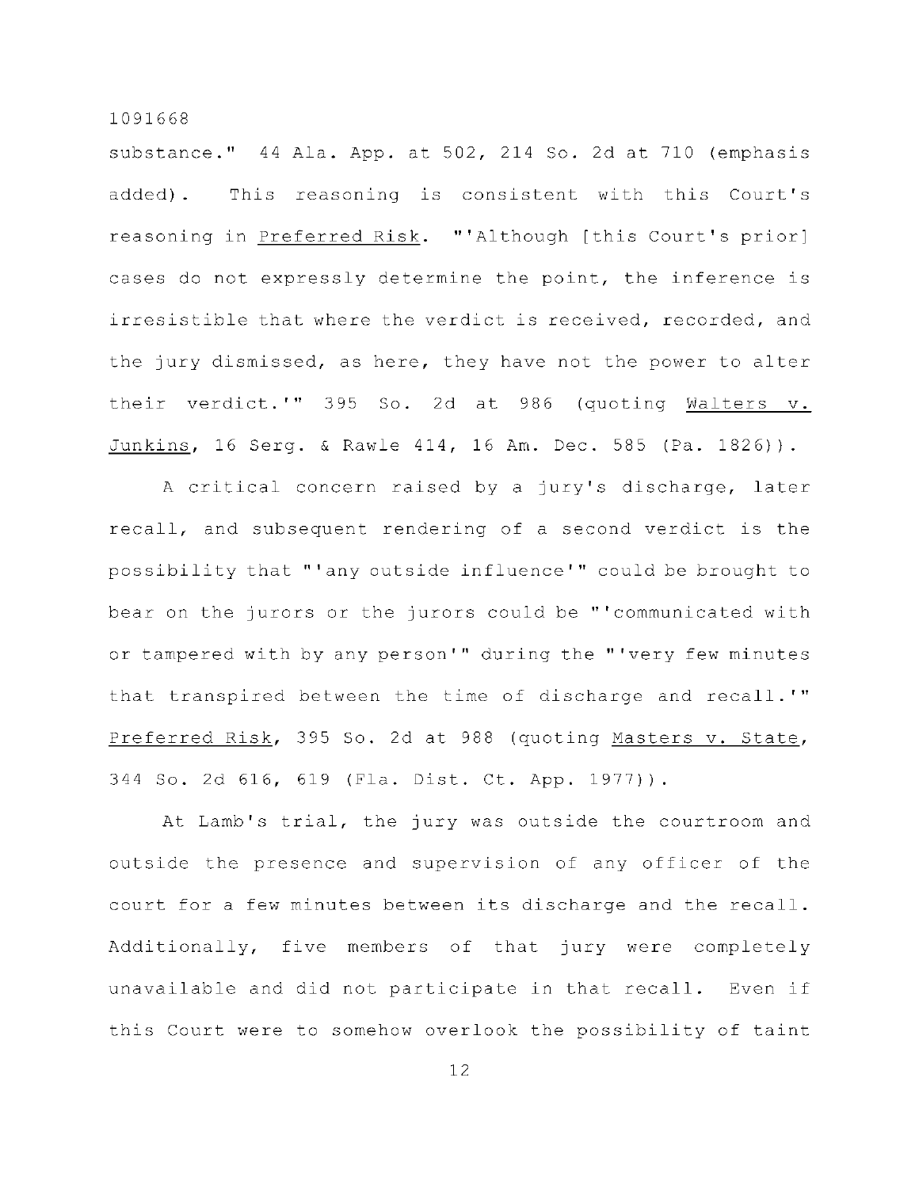substance." 44 Ala. App. at 502, 214 So. 2d at 710 (emphasis added). This reasoning is consistent with this Court's reasoning in Preferred Risk. "'Although [this Court's prior] cases do not expressly determine the point, the inference is irresistible that where the verdict is received, recorded, and the jury dismissed, as here, they have not the power to alter their verdict.'" 395 So. 2d at 986 (quoting Walters v. Junkins, 16 Serg. & Rawle 414, 16 Am. Dec. 585 (Pa. 1826)).

A critical concern raised by a jury's discharge, later recall, and subsequent rendering of a second verdict is the possibility that "'any outside influence'" could be brought to bear on the jurors or the jurors could be "'communicated with or tampered with by any person'" during the "'very few minutes that transpired between the time of discharge and recall.'" Preferred Risk, 395 So. 2d at 988 (quoting Masters v. State, 344 So. 2d 616, 619 (Fla. Dist. Ct. App. 1977)).

At Lamb's trial, the jury was outside the courtroom and outside the presence and supervision of any officer of the court for a few minutes between its discharge and the recall. Additionally, five members of that jury were completely unavailable and did not participate in that recall. Even if this Court were to somehow overlook the possibility of taint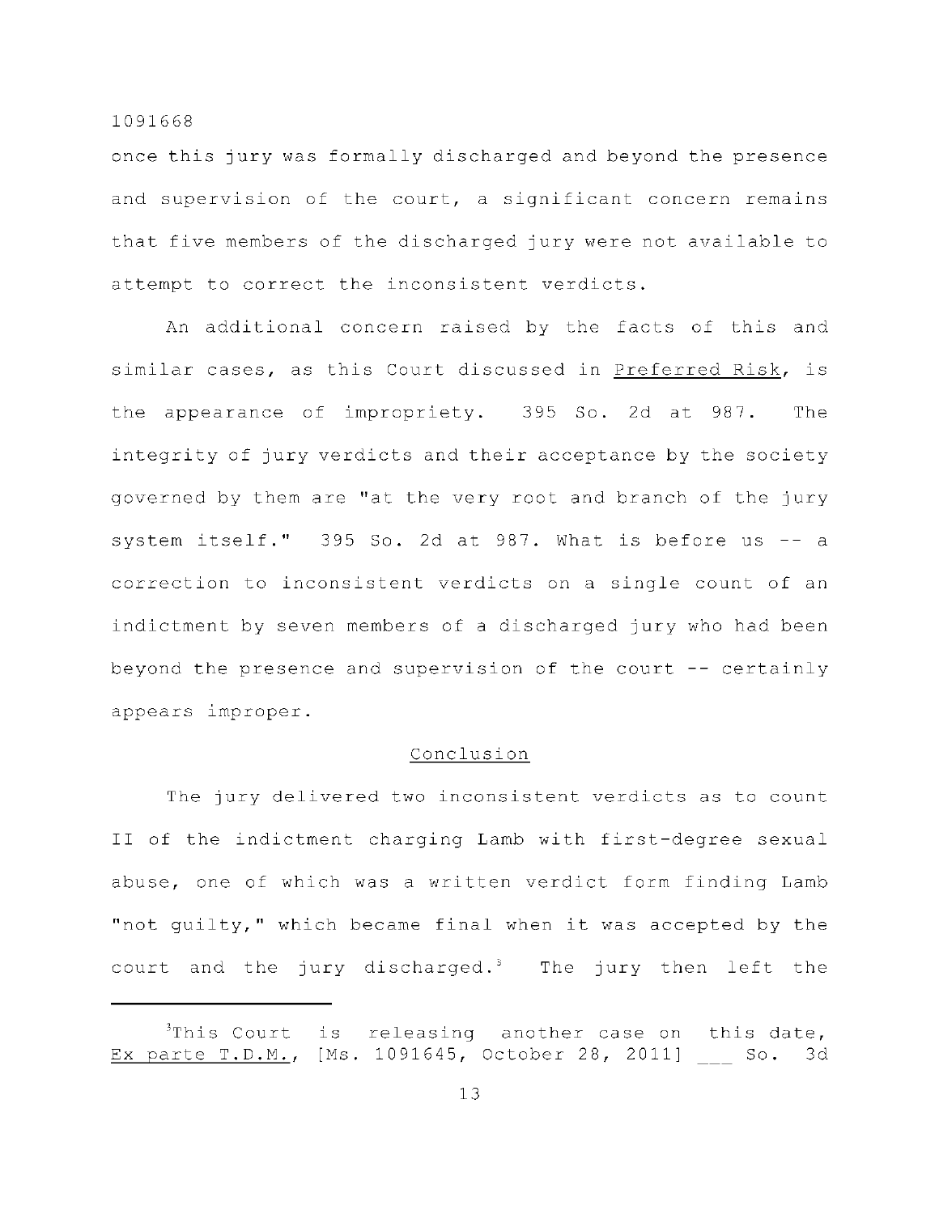once this jury was formally discharged and beyond the presence and supervision of the court, a significant concern remains that five members of the discharged jury were not available to attempt to correct the inconsistent verdicts.

An additional concern raised by the facts of this and similar cases, as this Court discussed in Preferred Risk, is the appearance of impropriety. 395 So. 2d at 987. The integrity of jury verdicts and their acceptance by the society governed by them are "at the very root and branch of the jury system itself." 395 So. 2d at 987. What is before us -- a correction to inconsistent verdicts on a single count of an indictment by seven members of a discharged jury who had been beyond the presence and supervision of the court -- certainly appears improper.

## Conclusion

The jury delivered two inconsistent verdicts as to count II of the indictment charging Lamb with first-degree sexual abuse, one of which was a written verdict form finding Lamb "not guilty," which became final when it was accepted by the court and the jury discharged.[3] The jury then left the

---

[3]This Court is releasing another case on this date, Ex parte T.D.M., [Ms. 1091645, October 28, 2011] ___ So. 3d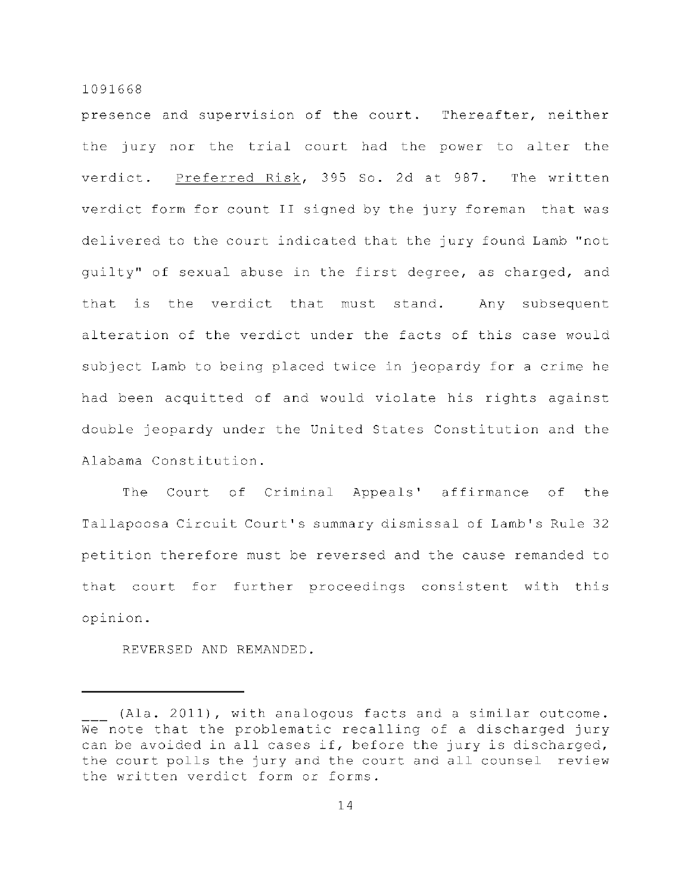presence and supervision of the court. Thereafter, neither the jury nor the trial court had the power to alter the verdict. Preferred Risk, 395 So. 2d at 987. The written verdict form for count II signed by the jury foreman that was delivered to the court indicated that the jury found Lamb "not guilty" of sexual abuse in the first degree, as charged, and that is the verdict that must stand. Any subsequent alteration of the verdict under the facts of this case would subject Lamb to being placed twice in jeopardy for a crime he had been acquitted of and would violate his rights against double jeopardy under the United States Constitution and the Alabama Constitution.

The Court of Criminal Appeals' affirmance of the Tallapoosa Circuit Court's summary dismissal of Lamb's Rule 32 petition therefore must be reversed and the cause remanded to that court for further proceedings consistent with this opinion.

REVERSED AND REMANDED.

---

___ (Ala. 2011), with analogous facts and a similar outcome. We note that the problematic recalling of a discharged jury can be avoided in all cases if, before the jury is discharged, the court polls the jury and the court and all counsel review the written verdict form or forms.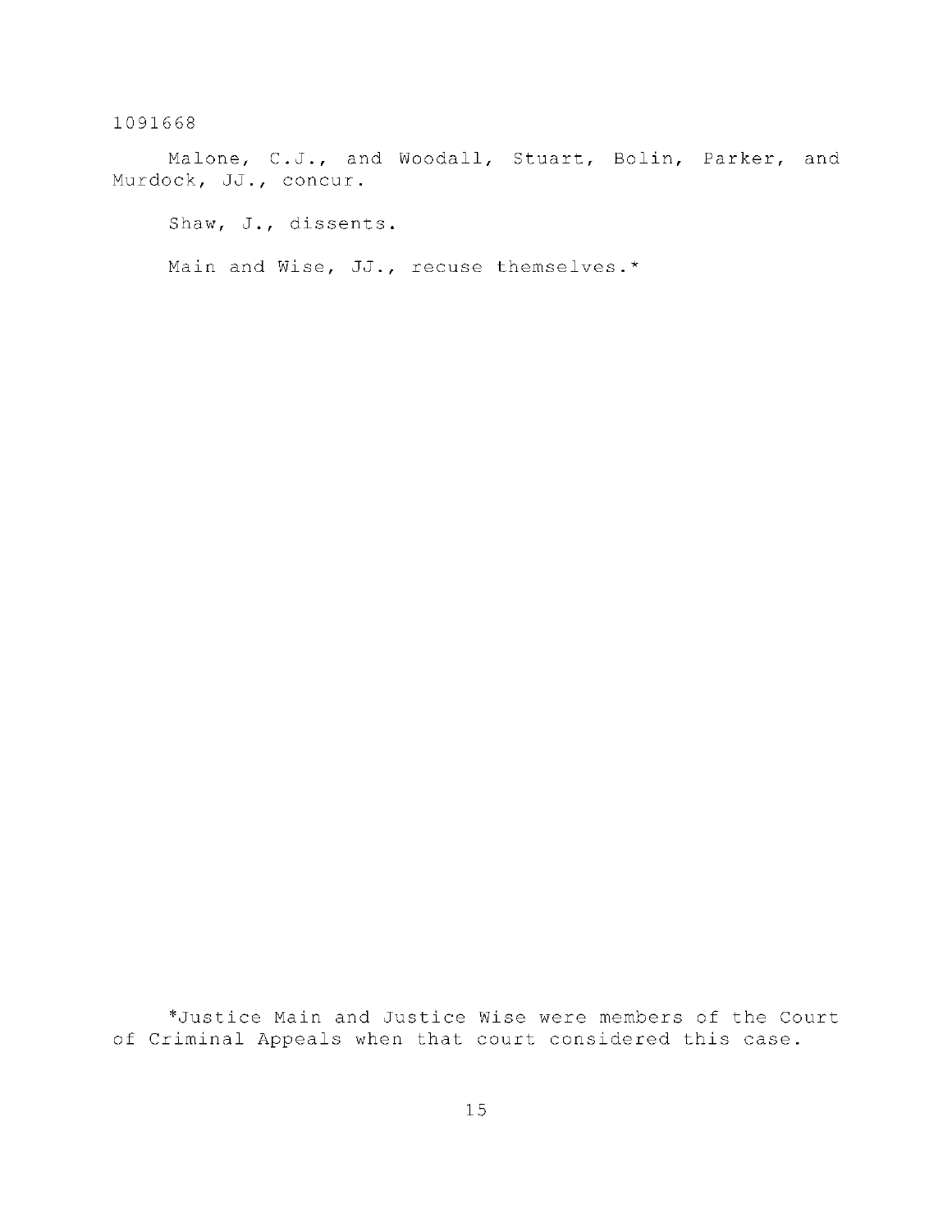Malone, C.J., and Woodall, Stuart, Bolin, Parker, and Murdock, JJ., concur.

Shaw, J., dissents.

Main and Wise, JJ., recuse themselves.*

*Justice Main and Justice Wise were members of the Court of Criminal Appeals when that court considered this case.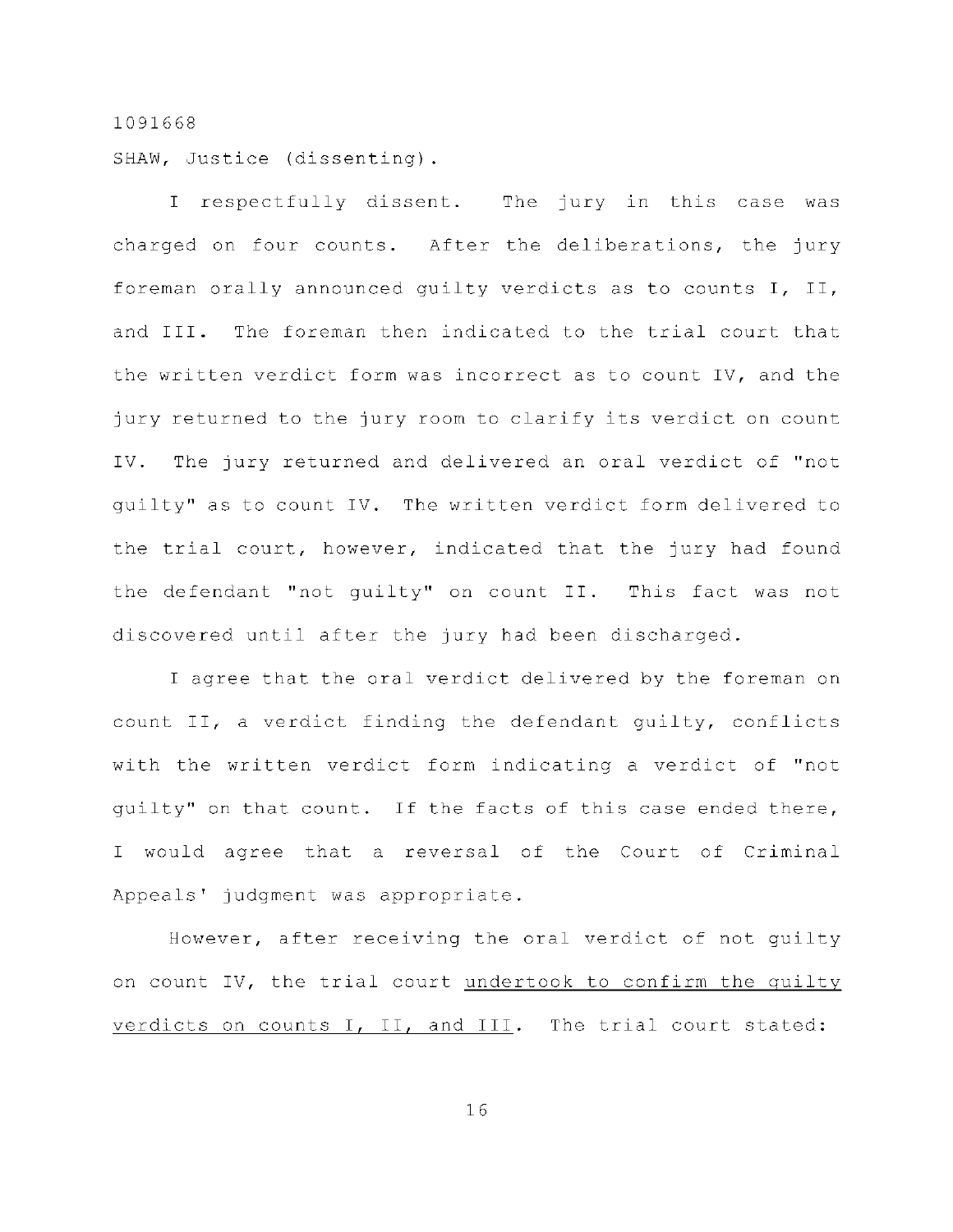1091668

SHAW, Justice (dissenting).

I respectfully dissent. The jury in this case was charged on four counts. After the deliberations, the jury foreman orally announced guilty verdicts as to counts I, II, and III. The foreman then indicated to the trial court that the written verdict form was incorrect as to count IV, and the jury returned to the jury room to clarify its verdict on count IV. The jury returned and delivered an oral verdict of "not guilty" as to count IV. The written verdict form delivered to the trial court, however, indicated that the jury had found the defendant "not guilty" on count II. This fact was not discovered until after the jury had been discharged.

I agree that the oral verdict delivered by the foreman on count II, a verdict finding the defendant guilty, conflicts with the written verdict form indicating a verdict of "not guilty" on that count. If the facts of this case ended there, I would agree that a reversal of the Court of Criminal Appeals' judgment was appropriate.

However, after receiving the oral verdict of not guilty on count IV, the trial court <u>undertook to confirm the guilty verdicts on counts I, II, and III</u>. The trial court stated: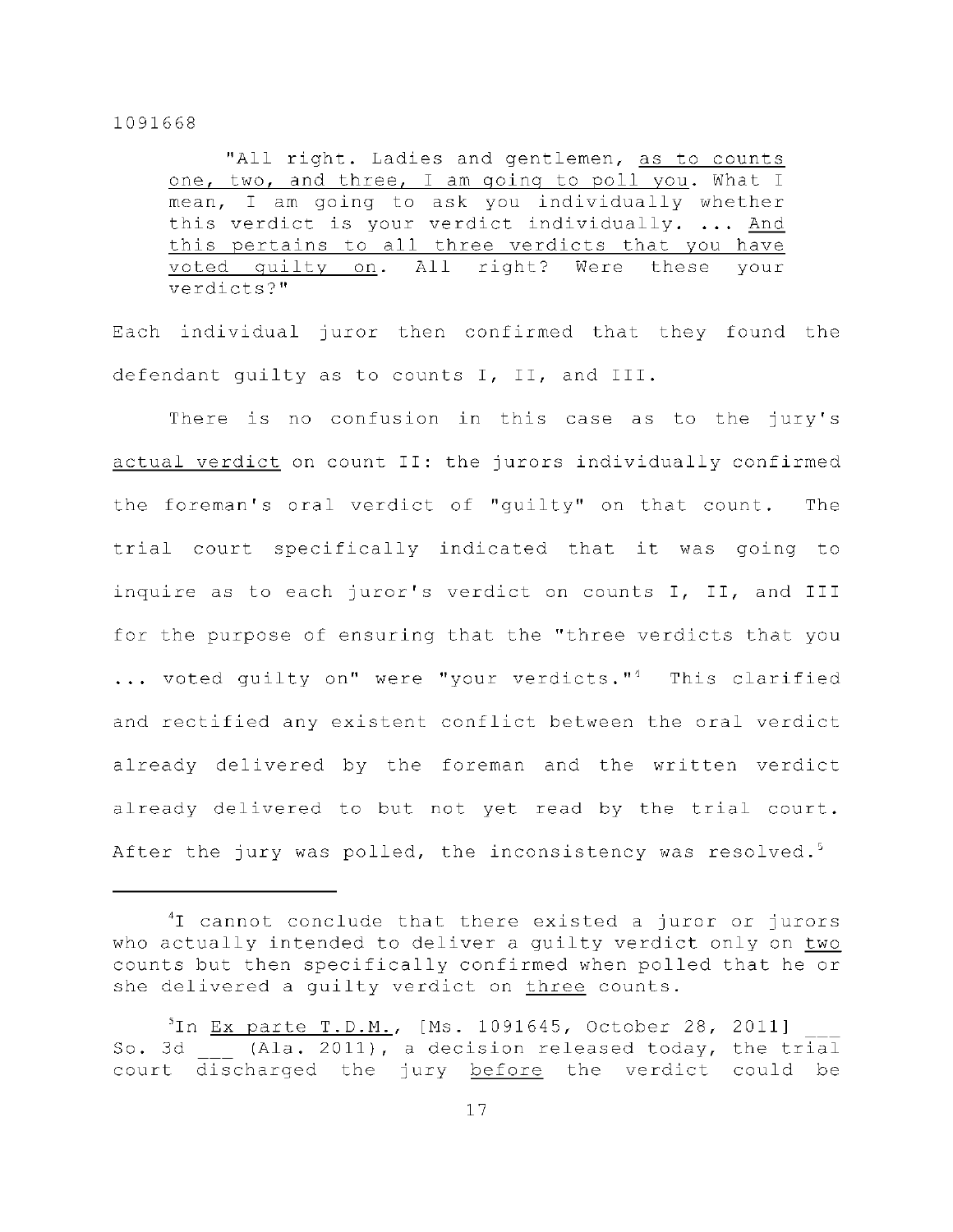"All right. Ladies and gentlemen, <u>as to counts one, two, and three, I am going to poll you</u>. What I mean, I am going to ask you individually whether this verdict is your verdict individually. ... <u>And this pertains to all three verdicts that you have voted guilty on</u>. All right? Were these your verdicts?"

Each individual juror then confirmed that they found the defendant guilty as to counts I, II, and III.

There is no confusion in this case as to the jury's <u>actual verdict</u> on count II: the jurors individually confirmed the foreman's oral verdict of "guilty" on that count. The trial court specifically indicated that it was going to inquire as to each juror's verdict on counts I, II, and III for the purpose of ensuring that the "three verdicts that you ... voted guilty on" were "your verdicts."[4] This clarified and rectified any existent conflict between the oral verdict already delivered by the foreman and the written verdict already delivered to but not yet read by the trial court. After the jury was polled, the inconsistency was resolved.[5]

---

[4]I cannot conclude that there existed a juror or jurors who actually intended to deliver a guilty verdict only on <u>two</u> counts but then specifically confirmed when polled that he or she delivered a guilty verdict on <u>three</u> counts.

[5]In <u>Ex parte T.D.M.</u>, [Ms. 1091645, October 28, 2011] ___ So. 3d ___ (Ala. 2011), a decision released today, the trial court discharged the jury <u>before</u> the verdict could be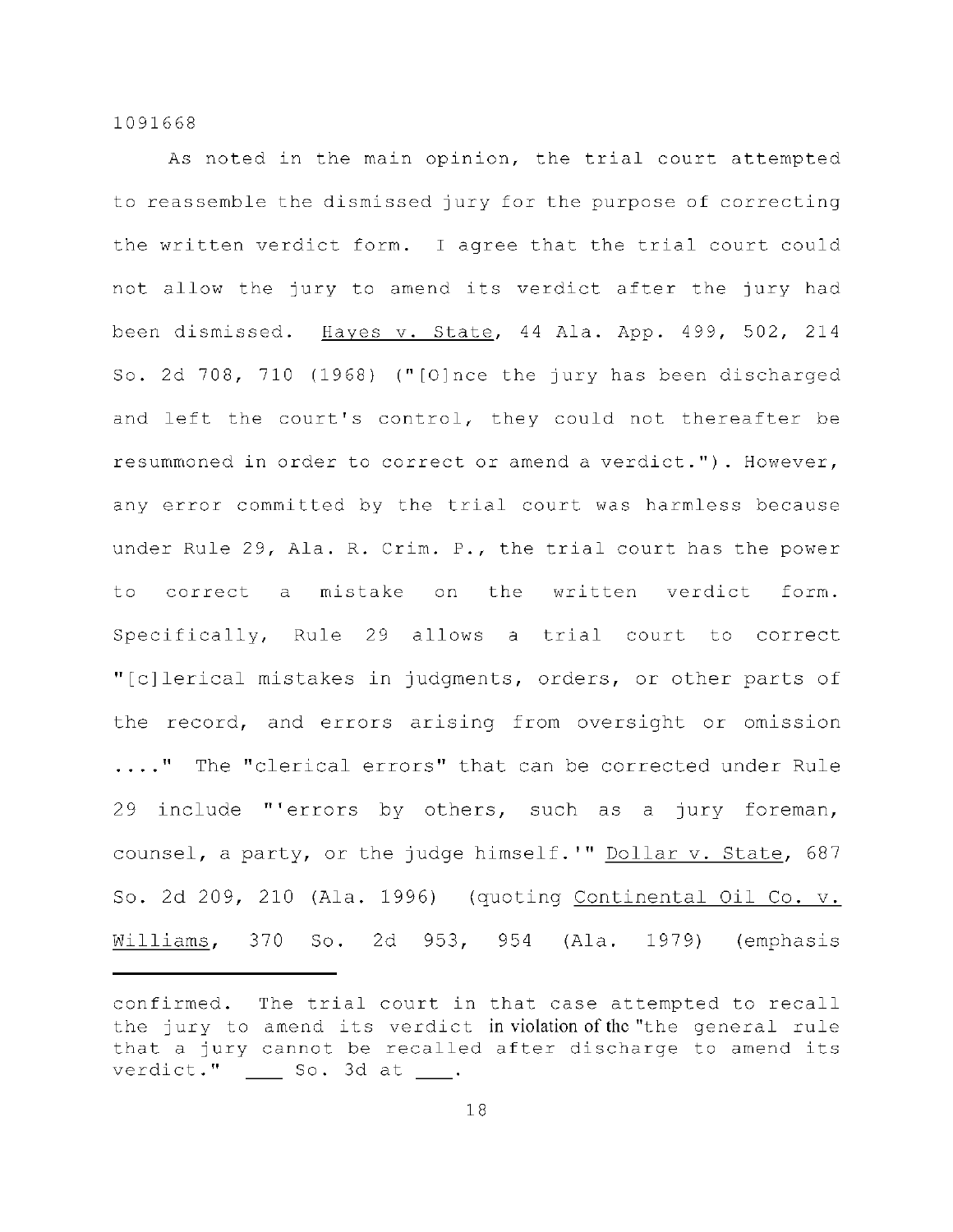As noted in the main opinion, the trial court attempted to reassemble the dismissed jury for the purpose of correcting the written verdict form. I agree that the trial court could not allow the jury to amend its verdict after the jury had been dismissed. Hayes v. State, 44 Ala. App. 499, 502, 214 So. 2d 708, 710 (1968) ("[O]nce the jury has been discharged and left the court's control, they could not thereafter be resummoned in order to correct or amend a verdict."). However, any error committed by the trial court was harmless because under Rule 29, Ala. R. Crim. P., the trial court has the power to correct a mistake on the written verdict form. Specifically, Rule 29 allows a trial court to correct "[c]lerical mistakes in judgments, orders, or other parts of the record, and errors arising from oversight or omission ...." The "clerical errors" that can be corrected under Rule 29 include "'errors by others, such as a jury foreman, counsel, a party, or the judge himself.'" Dollar v. State, 687 So. 2d 209, 210 (Ala. 1996) (quoting Continental Oil Co. v. Williams, 370 So. 2d 953, 954 (Ala. 1979) (emphasis

---

confirmed. The trial court in that case attempted to recall the jury to amend its verdict in violation of the "the general rule that a jury cannot be recalled after discharge to amend its verdict." ___ So. 3d at ___.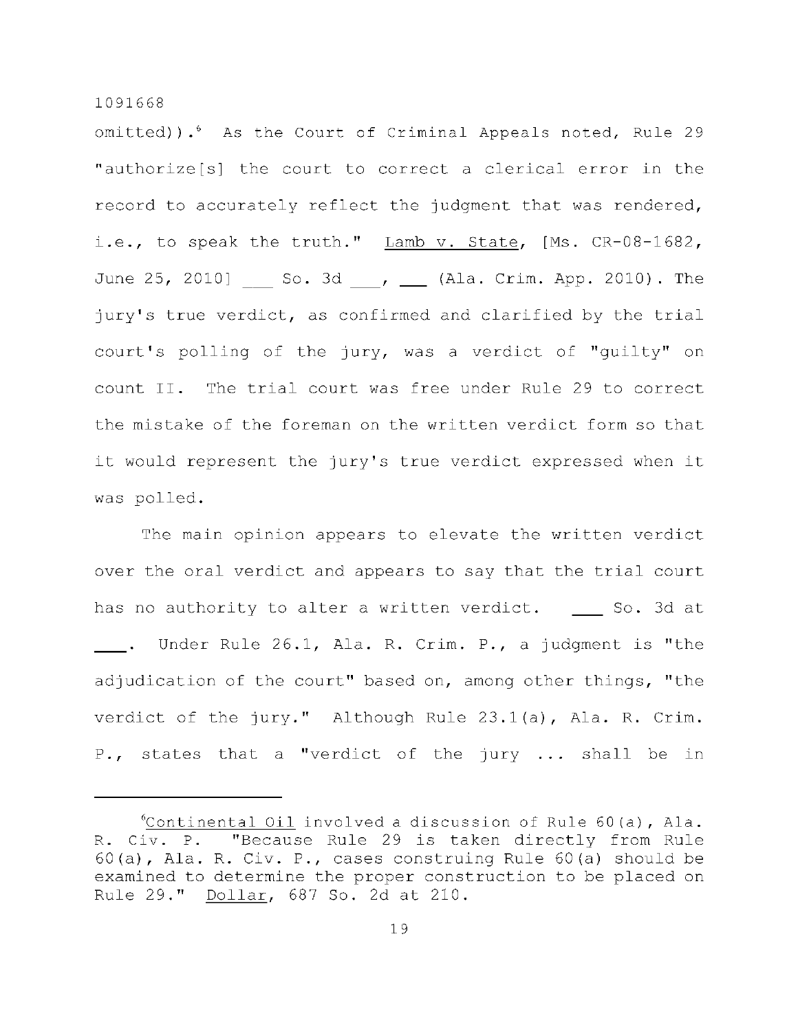omitted)).[6] As the Court of Criminal Appeals noted, Rule 29 "authorize[s] the court to correct a clerical error in the record to accurately reflect the judgment that was rendered, i.e., to speak the truth." Lamb v. State, [Ms. CR-08-1682, June 25, 2010] ___ So. 3d ___, ___ (Ala. Crim. App. 2010). The jury's true verdict, as confirmed and clarified by the trial court's polling of the jury, was a verdict of "guilty" on count II. The trial court was free under Rule 29 to correct the mistake of the foreman on the written verdict form so that it would represent the jury's true verdict expressed when it was polled.

The main opinion appears to elevate the written verdict over the oral verdict and appears to say that the trial court has no authority to alter a written verdict. ___ So. 3d at ___. Under Rule 26.1, Ala. R. Crim. P., a judgment is "the adjudication of the court" based on, among other things, "the verdict of the jury." Although Rule 23.1(a), Ala. R. Crim. P., states that a "verdict of the jury ... shall be in

---

[6] Continental Oil involved a discussion of Rule 60(a), Ala. R. Civ. P. "Because Rule 29 is taken directly from Rule 60(a), Ala. R. Civ. P., cases construing Rule 60(a) should be examined to determine the proper construction to be placed on Rule 29." Dollar, 687 So. 2d at 210.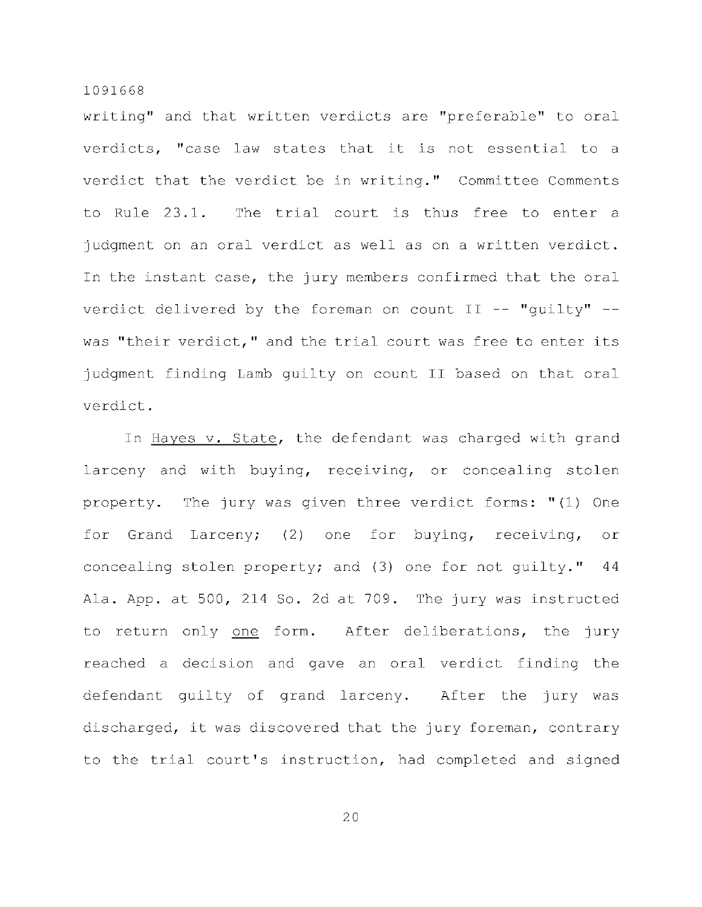writing" and that written verdicts are "preferable" to oral verdicts, "case law states that it is not essential to a verdict that the verdict be in writing." Committee Comments to Rule 23.1. The trial court is thus free to enter a judgment on an oral verdict as well as on a written verdict. In the instant case, the jury members confirmed that the oral verdict delivered by the foreman on count II -- "guilty" -- was "their verdict," and the trial court was free to enter its judgment finding Lamb guilty on count II based on that oral verdict.

In Hayes v. State, the defendant was charged with grand larceny and with buying, receiving, or concealing stolen property. The jury was given three verdict forms: "(1) One for Grand Larceny; (2) one for buying, receiving, or concealing stolen property; and (3) one for not guilty." 44 Ala. App. at 500, 214 So. 2d at 709. The jury was instructed to return only one form. After deliberations, the jury reached a decision and gave an oral verdict finding the defendant guilty of grand larceny. After the jury was discharged, it was discovered that the jury foreman, contrary to the trial court's instruction, had completed and signed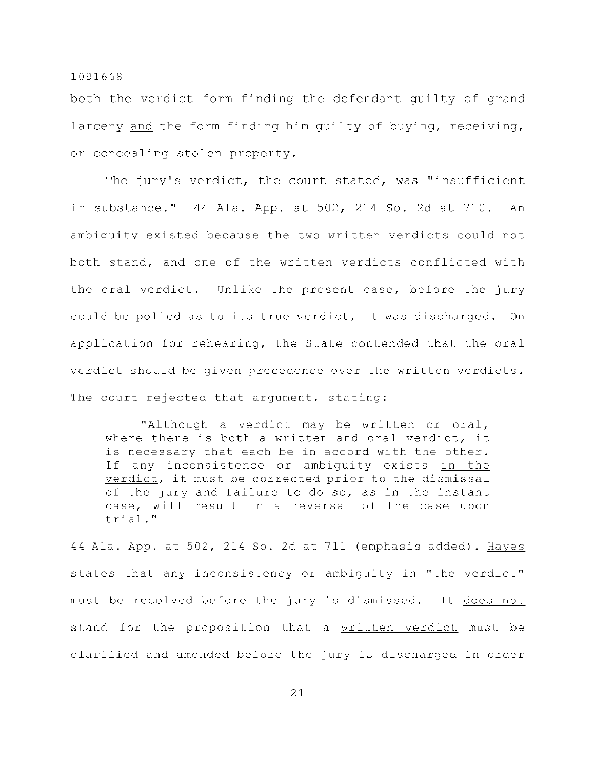both the verdict form finding the defendant guilty of grand larceny _and_ the form finding him guilty of buying, receiving, or concealing stolen property.

The jury's verdict, the court stated, was "insufficient in substance." 44 Ala. App. at 502, 214 So. 2d at 710. An ambiguity existed because the two written verdicts could not both stand, and one of the written verdicts conflicted with the oral verdict. Unlike the present case, before the jury could be polled as to its true verdict, it was discharged. On application for rehearing, the State contended that the oral verdict should be given precedence over the written verdicts. The court rejected that argument, stating:

> "Although a verdict may be written or oral, where there is both a written and oral verdict, it is necessary that each be in accord with the other. If any inconsistence or ambiguity exists _in the verdict_, it must be corrected prior to the dismissal of the jury and failure to do so, as in the instant case, will result in a reversal of the case upon trial."

44 Ala. App. at 502, 214 So. 2d at 711 (emphasis added). _Hayes_ states that any inconsistency or ambiguity in "the verdict" must be resolved before the jury is dismissed. It _does not_ stand for the proposition that a _written verdict_ must be clarified and amended before the jury is discharged in order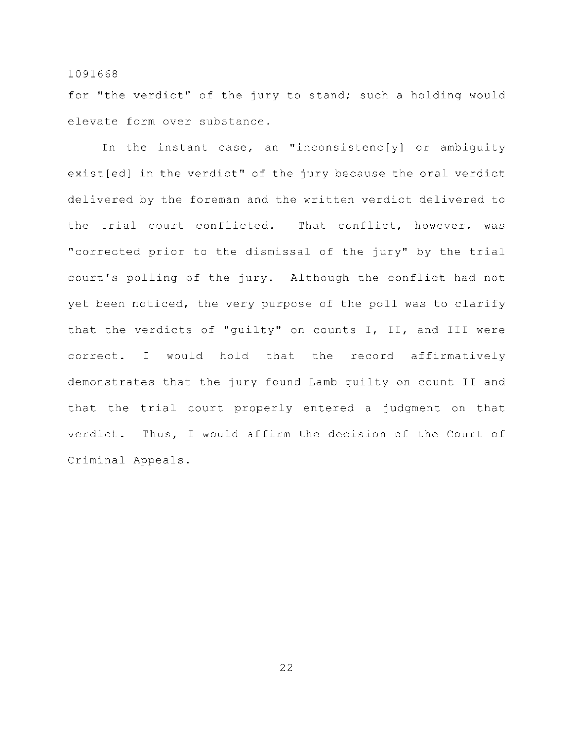for "the verdict" of the jury to stand; such a holding would elevate form over substance.

In the instant case, an "inconsistenc[y] or ambiguity exist[ed] in the verdict" of the jury because the oral verdict delivered by the foreman and the written verdict delivered to the trial court conflicted. That conflict, however, was "corrected prior to the dismissal of the jury" by the trial court's polling of the jury. Although the conflict had not yet been noticed, the very purpose of the poll was to clarify that the verdicts of "guilty" on counts I, II, and III were correct. I would hold that the record affirmatively demonstrates that the jury found Lamb guilty on count II and that the trial court properly entered a judgment on that verdict. Thus, I would affirm the decision of the Court of Criminal Appeals.